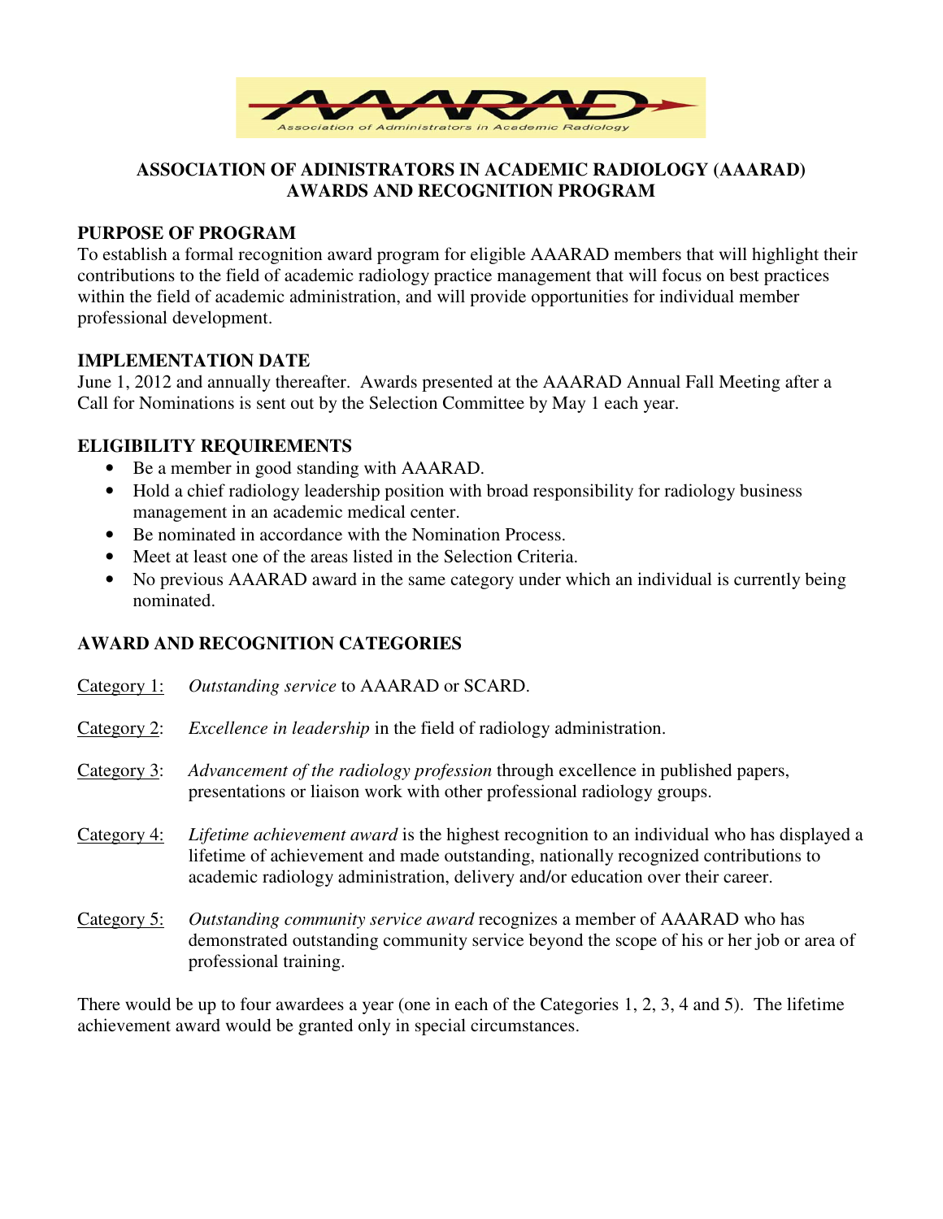# ASSOCIATION OF ADINISTRATORS IN ACADEMIC RADIOLOGY (AAARAD) AWARDS AND RECOGNITION PROGRAM

## PURPOSE OF PROGRAM

To establish a formal recognition award program for eligible AAARAD members that will highlight their contributions to the field of academic radiology practice management that will focus on best practices within the field of academic administration, and will provide opportunities for individual member professional development.

## IMPLEMENTATION DATE

June 1, 2012 and annually thereafter. Awards presented at the AAARAD Annual Fall Meeting after a Call for Nominations is sent out by the Selection Committee by May 1 each year.

## ELIGIBILITY REQUIREMENTS

- Be a member in good standing with AAARAD.
- Hold a chief radiology leadership position with broad responsibility for radiology business management in an academic medical center.
- Be nominated in accordance with the Nomination Process.
- Meet at least one of the areas listed in the Selection Criteria.
- No previous AAARAD award in the same category under which an individual is currently being nominated.

## AWARD AND RECOGNITION CATEGORIES

Category 1: *Outstanding service* to AAARAD or SCARD.

Category 2: *Excellence in leadership* in the field of radiology administration.

Category 3: *Advancement of the radiology profession* through excellence in published papers, presentations or liaison work with other professional radiology groups.

Category 4: *Lifetime achievement award* is the highest recognition to an individual who has displayed a lifetime of achievement and made outstanding, nationally recognized contributions to academic radiology administration, delivery and/or education over their career.

Category 5: *Outstanding community service award* recognizes a member of AAARAD who has demonstrated outstanding community service beyond the scope of his or her job or area of professional training.

There would be up to four awardees a year (one in each of the Categories 1, 2, 3, 4 and 5). The lifetime achievement award would be granted only in special circumstances.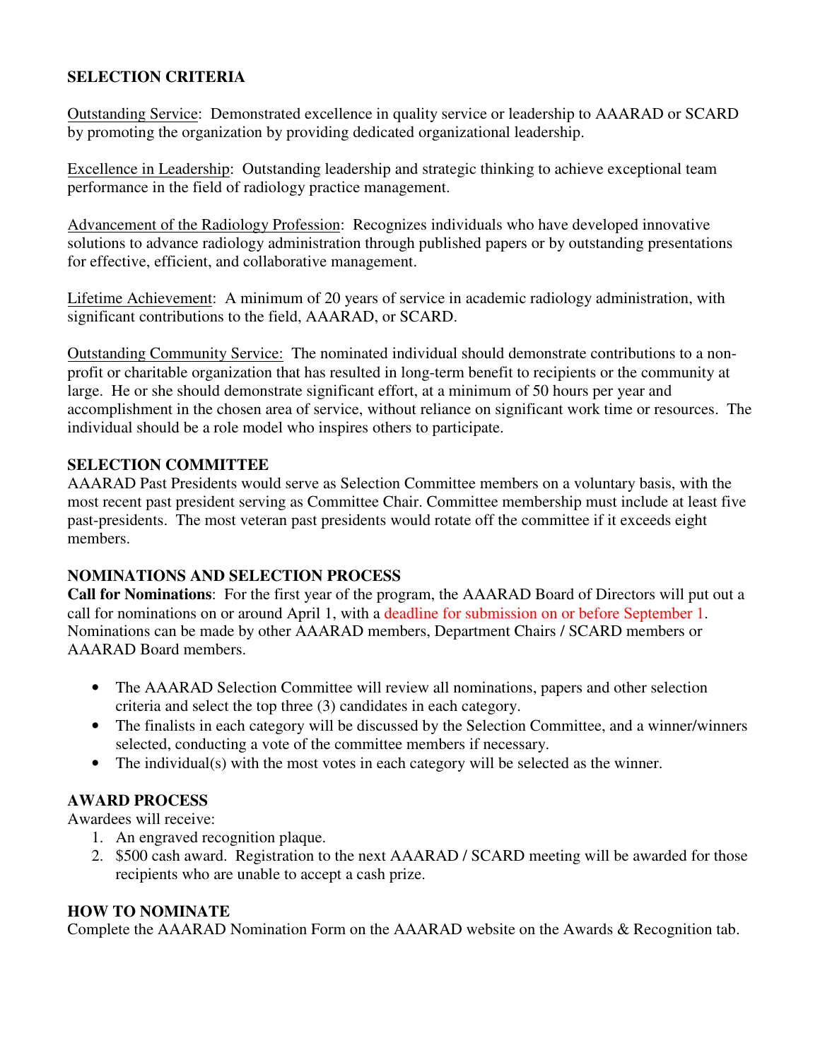## SELECTION CRITERIA

Outstanding Service: Demonstrated excellence in quality service or leadership to AAARAD or SCARD by promoting the organization by providing dedicated organizational leadership.

Excellence in Leadership: Outstanding leadership and strategic thinking to achieve exceptional team performance in the field of radiology practice management.

Advancement of the Radiology Profession: Recognizes individuals who have developed innovative solutions to advance radiology administration through published papers or by outstanding presentations for effective, efficient, and collaborative management.

Lifetime Achievement: A minimum of 20 years of service in academic radiology administration, with significant contributions to the field, AAARAD, or SCARD.

Outstanding Community Service: The nominated individual should demonstrate contributions to a non-profit or charitable organization that has resulted in long-term benefit to recipients or the community at large. He or she should demonstrate significant effort, at a minimum of 50 hours per year and accomplishment in the chosen area of service, without reliance on significant work time or resources. The individual should be a role model who inspires others to participate.

## SELECTION COMMITTEE

AAARAD Past Presidents would serve as Selection Committee members on a voluntary basis, with the most recent past president serving as Committee Chair. Committee membership must include at least five past-presidents. The most veteran past presidents would rotate off the committee if it exceeds eight members.

## NOMINATIONS AND SELECTION PROCESS

**Call for Nominations**: For the first year of the program, the AAARAD Board of Directors will put out a call for nominations on or around April 1, with a deadline for submission on or before September 1. Nominations can be made by other AAARAD members, Department Chairs / SCARD members or AAARAD Board members.

- The AAARAD Selection Committee will review all nominations, papers and other selection criteria and select the top three (3) candidates in each category.
- The finalists in each category will be discussed by the Selection Committee, and a winner/winners selected, conducting a vote of the committee members if necessary.
- The individual(s) with the most votes in each category will be selected as the winner.

## AWARD PROCESS

Awardees will receive:

1. An engraved recognition plaque.
2. $500 cash award. Registration to the next AAARAD / SCARD meeting will be awarded for those recipients who are unable to accept a cash prize.

## HOW TO NOMINATE

Complete the AAARAD Nomination Form on the AAARAD website on the Awards & Recognition tab.